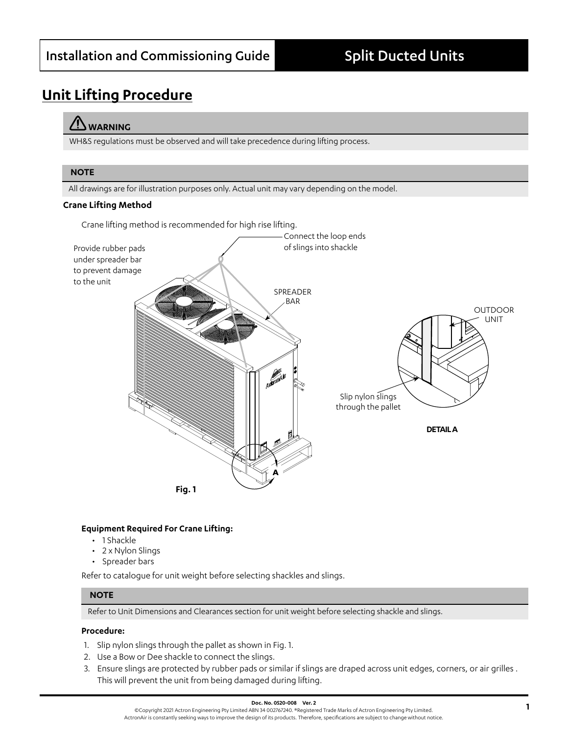# Unit Lifting Procedure

**⚠ WARNING**

WH&S regulations must be observed and will take precedence during lifting process.

**NOTE**

All drawings are for illustration purposes only. Actual unit may vary depending on the model.

### Crane Lifting Method

Crane lifting method is recommended for high rise lifting.

Provide rubber pads under spreader bar to prevent damage to the unit

Connect the loop ends of slings into shackle

SPREADER BAR

OUTDOOR UNIT

Slip nylon slings through the pallet

DETAIL A

A

Fig. 1

**Equipment Required For Crane Lifting:**

- 1 Shackle
- 2 x Nylon Slings
- Spreader bars

Refer to catalogue for unit weight before selecting shackles and slings.

**NOTE**

Refer to Unit Dimensions and Clearances section for unit weight before selecting shackle and slings.

**Procedure:**

1. Slip nylon slings through the pallet as shown in Fig. 1.
2. Use a Bow or Dee shackle to connect the slings.
3. Ensure slings are protected by rubber pads or similar if slings are draped across unit edges, corners, or air grilles . This will prevent the unit from being damaged during lifting.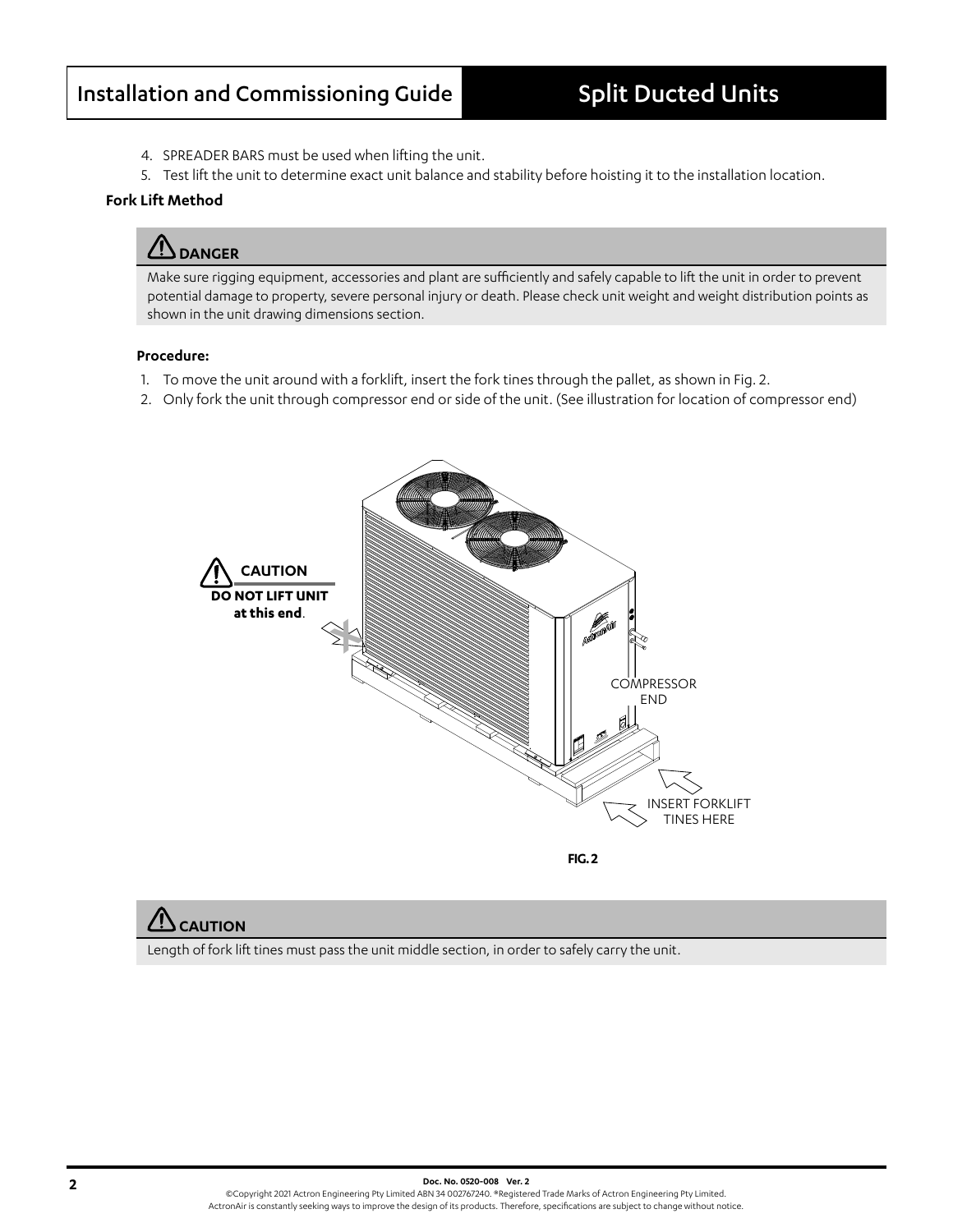4. SPREADER BARS must be used when lifting the unit.
5. Test lift the unit to determine exact unit balance and stability before hoisting it to the installation location.

**Fork Lift Method**

> ⚠ **DANGER**
>
> Make sure rigging equipment, accessories and plant are sufficiently and safely capable to lift the unit in order to prevent potential damage to property, severe personal injury or death. Please check unit weight and weight distribution points as shown in the unit drawing dimensions section.

**Procedure:**

1. To move the unit around with a forklift, insert the fork tines through the pallet, as shown in Fig. 2.
2. Only fork the unit through compressor end or side of the unit. (See illustration for location of compressor end)

CAUTION

DO NOT LIFT UNIT at this end.

COMPRESSOR END

INSERT FORKLIFT TINES HERE

**FIG. 2**

> ⚠ **CAUTION**
>
> Length of fork lift tines must pass the unit middle section, in order to safely carry the unit.